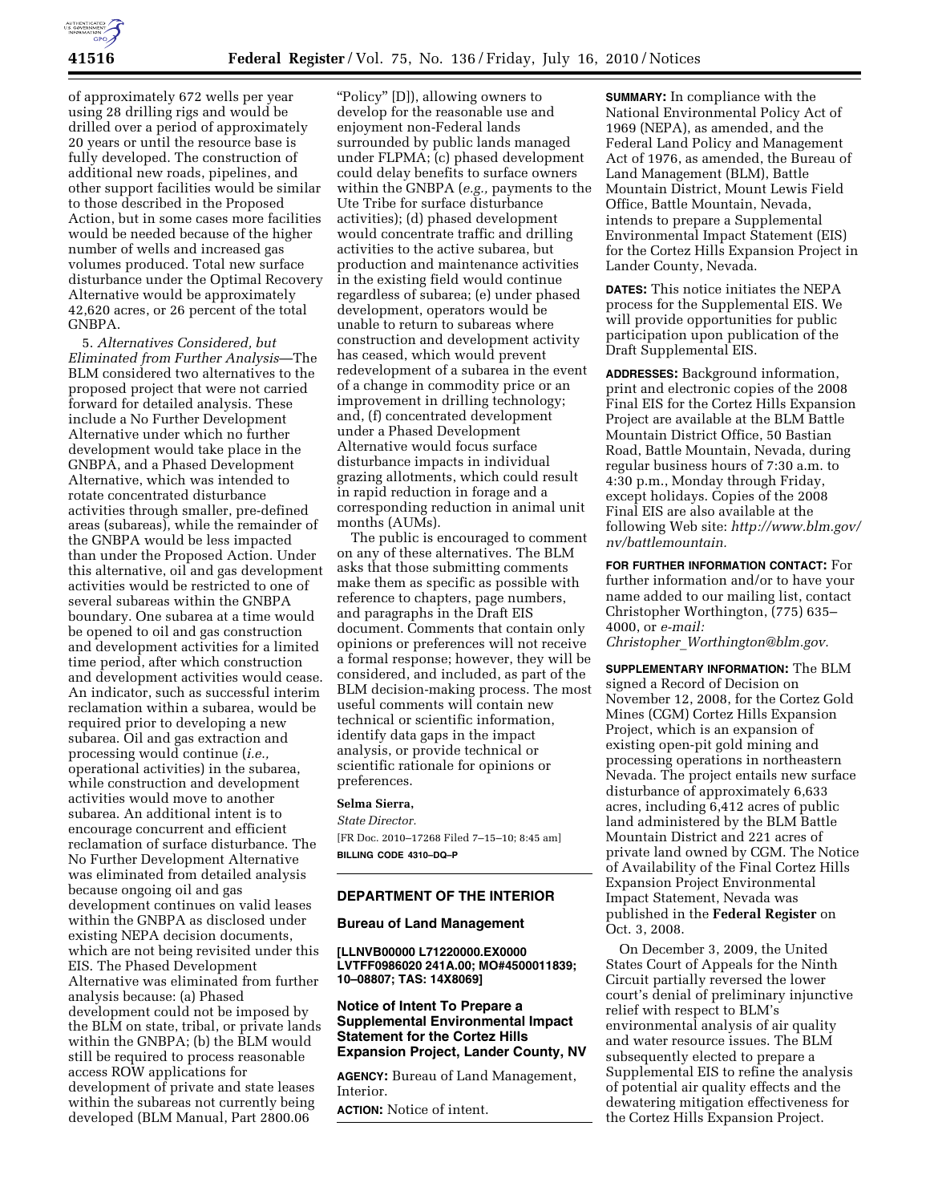of approximately 672 wells per year using 28 drilling rigs and would be drilled over a period of approximately 20 years or until the resource base is fully developed. The construction of additional new roads, pipelines, and other support facilities would be similar to those described in the Proposed Action, but in some cases more facilities would be needed because of the higher number of wells and increased gas volumes produced. Total new surface disturbance under the Optimal Recovery Alternative would be approximately 42,620 acres, or 26 percent of the total GNBPA.

5. *Alternatives Considered, but Eliminated from Further Analysis*—The BLM considered two alternatives to the proposed project that were not carried forward for detailed analysis. These include a No Further Development Alternative under which no further development would take place in the GNBPA, and a Phased Development Alternative, which was intended to rotate concentrated disturbance activities through smaller, pre-defined areas (subareas), while the remainder of the GNBPA would be less impacted than under the Proposed Action. Under this alternative, oil and gas development activities would be restricted to one of several subareas within the GNBPA boundary. One subarea at a time would be opened to oil and gas construction and development activities for a limited time period, after which construction and development activities would cease. An indicator, such as successful interim reclamation within a subarea, would be required prior to developing a new subarea. Oil and gas extraction and processing would continue (*i.e.,* operational activities) in the subarea, while construction and development activities would move to another subarea. An additional intent is to encourage concurrent and efficient reclamation of surface disturbance. The No Further Development Alternative was eliminated from detailed analysis because ongoing oil and gas development continues on valid leases within the GNBPA as disclosed under existing NEPA decision documents, which are not being revisited under this EIS. The Phased Development Alternative was eliminated from further analysis because: (a) Phased development could not be imposed by the BLM on state, tribal, or private lands within the GNBPA; (b) the BLM would still be required to process reasonable access ROW applications for development of private and state leases within the subareas not currently being developed (BLM Manual, Part 2800.06 "Policy" [D]), allowing owners to develop for the reasonable use and enjoyment non-Federal lands surrounded by public lands managed under FLPMA; (c) phased development could delay benefits to surface owners within the GNBPA (*e.g.,* payments to the Ute Tribe for surface disturbance activities); (d) phased development would concentrate traffic and drilling activities to the active subarea, but production and maintenance activities in the existing field would continue regardless of subarea; (e) under phased development, operators would be unable to return to subareas where construction and development activity has ceased, which would prevent redevelopment of a subarea in the event of a change in commodity price or an improvement in drilling technology; and, (f) concentrated development under a Phased Development Alternative would focus surface disturbance impacts in individual grazing allotments, which could result in rapid reduction in forage and a corresponding reduction in animal unit months (AUMs).

The public is encouraged to comment on any of these alternatives. The BLM asks that those submitting comments make them as specific as possible with reference to chapters, page numbers, and paragraphs in the Draft EIS document. Comments that contain only opinions or preferences will not receive a formal response; however, they will be considered, and included, as part of the BLM decision-making process. The most useful comments will contain new technical or scientific information, identify data gaps in the impact analysis, or provide technical or scientific rationale for opinions or preferences.

**Selma Sierra,**

*State Director.*

[FR Doc. 2010–17268 Filed 7–15–10; 8:45 am]

**BILLING CODE 4310–DQ–P**

## DEPARTMENT OF THE INTERIOR

### Bureau of Land Management

**[LLNVB00000 L71220000.EX0000 LVTFF0986020 241A.00; MO#4500011839; 10–08807; TAS: 14X8069]**

### Notice of Intent To Prepare a Supplemental Environmental Impact Statement for the Cortez Hills Expansion Project, Lander County, NV

**AGENCY:** Bureau of Land Management, Interior.

**ACTION:** Notice of intent.

**SUMMARY:** In compliance with the National Environmental Policy Act of 1969 (NEPA), as amended, and the Federal Land Policy and Management Act of 1976, as amended, the Bureau of Land Management (BLM), Battle Mountain District, Mount Lewis Field Office, Battle Mountain, Nevada, intends to prepare a Supplemental Environmental Impact Statement (EIS) for the Cortez Hills Expansion Project in Lander County, Nevada.

**DATES:** This notice initiates the NEPA process for the Supplemental EIS. We will provide opportunities for public participation upon publication of the Draft Supplemental EIS.

**ADDRESSES:** Background information, print and electronic copies of the 2008 Final EIS for the Cortez Hills Expansion Project are available at the BLM Battle Mountain District Office, 50 Bastian Road, Battle Mountain, Nevada, during regular business hours of 7:30 a.m. to 4:30 p.m., Monday through Friday, except holidays. Copies of the 2008 Final EIS are also available at the following Web site: *http://www.blm.gov/nv/battlemountain.*

**FOR FURTHER INFORMATION CONTACT:** For further information and/or to have your name added to our mailing list, contact Christopher Worthington, (775) 635–4000, or *e-mail: Christopher_Worthington@blm.gov.*

**SUPPLEMENTARY INFORMATION:** The BLM signed a Record of Decision on November 12, 2008, for the Cortez Gold Mines (CGM) Cortez Hills Expansion Project, which is an expansion of existing open-pit gold mining and processing operations in northeastern Nevada. The project entails new surface disturbance of approximately 6,633 acres, including 6,412 acres of public land administered by the BLM Battle Mountain District and 221 acres of private land owned by CGM. The Notice of Availability of the Final Cortez Hills Expansion Project Environmental Impact Statement, Nevada was published in the **Federal Register** on Oct. 3, 2008.

On December 3, 2009, the United States Court of Appeals for the Ninth Circuit partially reversed the lower court's denial of preliminary injunctive relief with respect to BLM's environmental analysis of air quality and water resource issues. The BLM subsequently elected to prepare a Supplemental EIS to refine the analysis of potential air quality effects and the dewatering mitigation effectiveness for the Cortez Hills Expansion Project.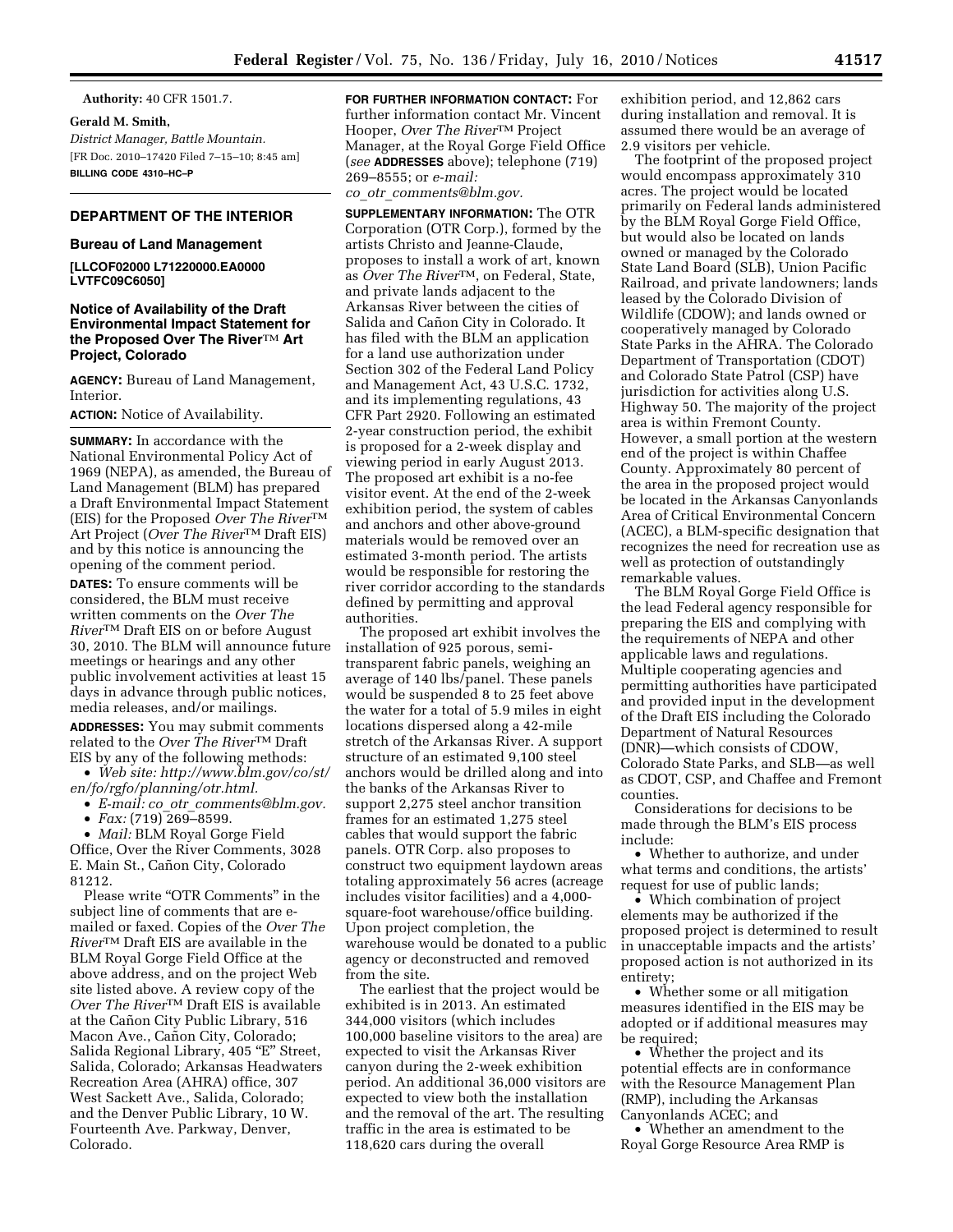**Authority:** 40 CFR 1501.7.

**Gerald M. Smith,**

*District Manager, Battle Mountain.*

[FR Doc. 2010–17420 Filed 7–15–10; 8:45 am]

**BILLING CODE 4310–HC–P**

## DEPARTMENT OF THE INTERIOR

### Bureau of Land Management

**[LLCOF02000 L71220000.EA0000 LVTFC09C6050]**

### Notice of Availability of the Draft Environmental Impact Statement for the Proposed Over The River™ Art Project, Colorado

**AGENCY:** Bureau of Land Management, Interior.

**ACTION:** Notice of Availability.

**SUMMARY:** In accordance with the National Environmental Policy Act of 1969 (NEPA), as amended, the Bureau of Land Management (BLM) has prepared a Draft Environmental Impact Statement (EIS) for the Proposed *Over The River*™ Art Project (*Over The River*™ Draft EIS) and by this notice is announcing the opening of the comment period.

**DATES:** To ensure comments will be considered, the BLM must receive written comments on the *Over The River*™ Draft EIS on or before August 30, 2010. The BLM will announce future meetings or hearings and any other public involvement activities at least 15 days in advance through public notices, media releases, and/or mailings.

**ADDRESSES:** You may submit comments related to the *Over The River*™ Draft EIS by any of the following methods:

- *Web site: http://www.blm.gov/co/st/en/fo/rgfo/planning/otr.html.*
- *E-mail: co_otr_comments@blm.gov.*
- *Fax:* (719) 269–8599.
- *Mail:* BLM Royal Gorge Field Office, Over the River Comments, 3028 E. Main St., Cañon City, Colorado 81212.

Please write "OTR Comments" in the subject line of comments that are e-mailed or faxed. Copies of the *Over The River*™ Draft EIS are available in the BLM Royal Gorge Field Office at the above address, and on the project Web site listed above. A review copy of the *Over The River*™ Draft EIS is available at the Cañon City Public Library, 516 Macon Ave., Cañon City, Colorado; Salida Regional Library, 405 "E" Street, Salida, Colorado; Arkansas Headwaters Recreation Area (AHRA) office, 307 West Sackett Ave., Salida, Colorado; and the Denver Public Library, 10 W. Fourteenth Ave. Parkway, Denver, Colorado.

**FOR FURTHER INFORMATION CONTACT:** For further information contact Mr. Vincent Hooper, *Over The River*™ Project Manager, at the Royal Gorge Field Office (*see* **ADDRESSES** above); telephone (719) 269–8555; or *e-mail: co_otr_comments@blm.gov.*

**SUPPLEMENTARY INFORMATION:** The OTR Corporation (OTR Corp.), formed by the artists Christo and Jeanne-Claude, proposes to install a work of art, known as *Over The River*™, on Federal, State, and private lands adjacent to the Arkansas River between the cities of Salida and Cañon City in Colorado. It has filed with the BLM an application for a land use authorization under Section 302 of the Federal Land Policy and Management Act, 43 U.S.C. 1732, and its implementing regulations, 43 CFR Part 2920. Following an estimated 2-year construction period, the exhibit is proposed for a 2-week display and viewing period in early August 2013. The proposed art exhibit is a no-fee visitor event. At the end of the 2-week exhibition period, the system of cables and anchors and other above-ground materials would be removed over an estimated 3-month period. The artists would be responsible for restoring the river corridor according to the standards defined by permitting and approval authorities.

The proposed art exhibit involves the installation of 925 porous, semi-transparent fabric panels, weighing an average of 140 lbs/panel. These panels would be suspended 8 to 25 feet above the water for a total of 5.9 miles in eight locations dispersed along a 42-mile stretch of the Arkansas River. A support structure of an estimated 9,100 steel anchors would be drilled along and into the banks of the Arkansas River to support 2,275 steel anchor transition frames for an estimated 1,275 steel cables that would support the fabric panels. OTR Corp. also proposes to construct two equipment laydown areas totaling approximately 56 acres (acreage includes visitor facilities) and a 4,000-square-foot warehouse/office building. Upon project completion, the warehouse would be donated to a public agency or deconstructed and removed from the site.

The earliest that the project would be exhibited is in 2013. An estimated 344,000 visitors (which includes 100,000 baseline visitors to the area) are expected to visit the Arkansas River canyon during the 2-week exhibition period. An additional 36,000 visitors are expected to view both the installation and the removal of the art. The resulting traffic in the area is estimated to be 118,620 cars during the overall exhibition period, and 12,862 cars during installation and removal. It is assumed there would be an average of 2.9 visitors per vehicle.

The footprint of the proposed project would encompass approximately 310 acres. The project would be located primarily on Federal lands administered by the BLM Royal Gorge Field Office, but would also be located on lands owned or managed by the Colorado State Land Board (SLB), Union Pacific Railroad, and private landowners; lands leased by the Colorado Division of Wildlife (CDOW); and lands owned or cooperatively managed by Colorado State Parks in the AHRA. The Colorado Department of Transportation (CDOT) and Colorado State Patrol (CSP) have jurisdiction for activities along U.S. Highway 50. The majority of the project area is within Fremont County. However, a small portion at the western end of the project is within Chaffee County. Approximately 80 percent of the area in the proposed project would be located in the Arkansas Canyonlands Area of Critical Environmental Concern (ACEC), a BLM-specific designation that recognizes the need for recreation use as well as protection of outstandingly remarkable values.

The BLM Royal Gorge Field Office is the lead Federal agency responsible for preparing the EIS and complying with the requirements of NEPA and other applicable laws and regulations. Multiple cooperating agencies and permitting authorities have participated and provided input in the development of the Draft EIS including the Colorado Department of Natural Resources (DNR)—which consists of CDOW, Colorado State Parks, and SLB—as well as CDOT, CSP, and Chaffee and Fremont counties.

Considerations for decisions to be made through the BLM's EIS process include:

- Whether to authorize, and under what terms and conditions, the artists' request for use of public lands;
- Which combination of project elements may be authorized if the proposed project is determined to result in unacceptable impacts and the artists' proposed action is not authorized in its entirety;
- Whether some or all mitigation measures identified in the EIS may be adopted or if additional measures may be required;
- Whether the project and its potential effects are in conformance with the Resource Management Plan (RMP), including the Arkansas Canyonlands ACEC; and
- Whether an amendment to the Royal Gorge Resource Area RMP is